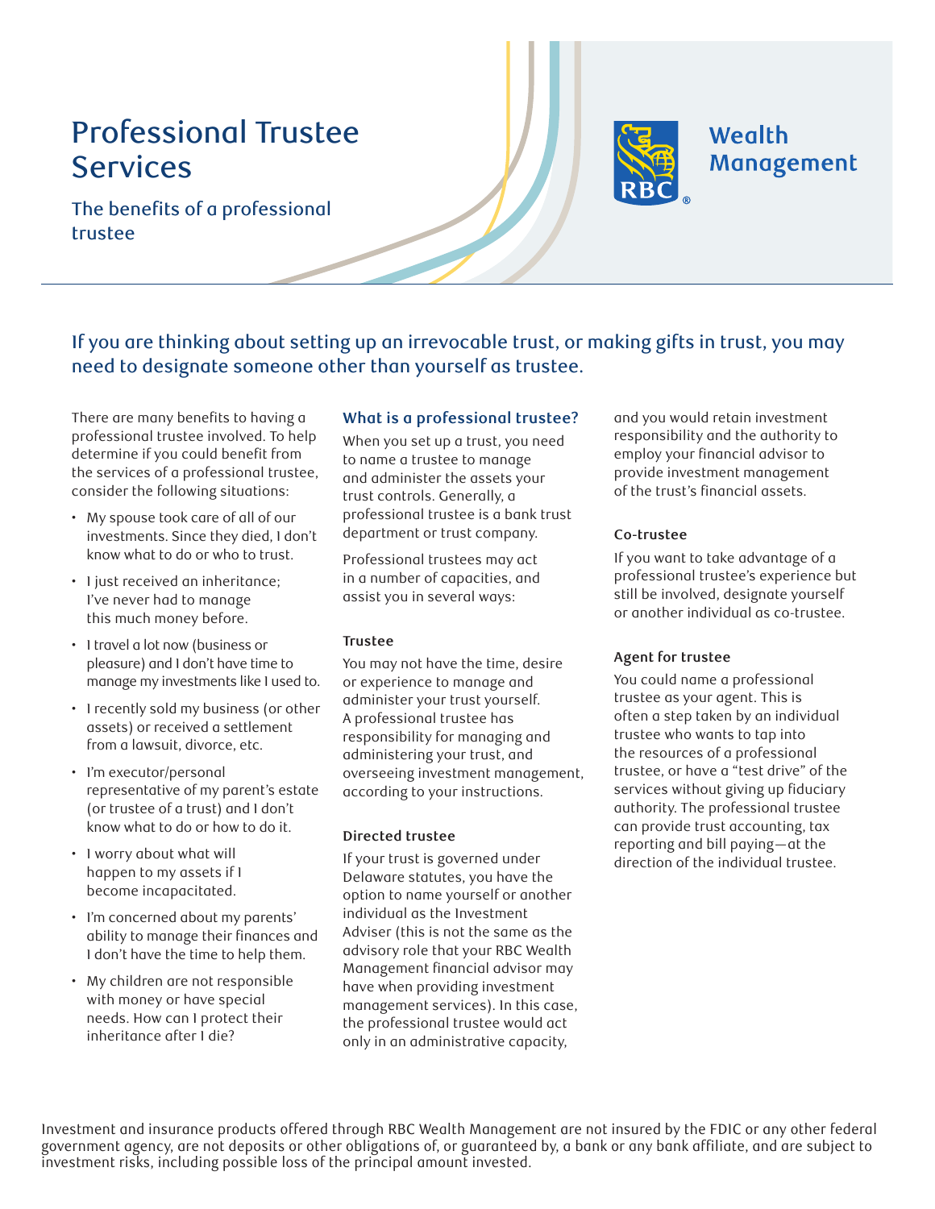# Professional Trustee Services

## The benefits of a professional trustee

Wealth Management

### If you are thinking about setting up an irrevocable trust, or making gifts in trust, you may need to designate someone other than yourself as trustee.

There are many benefits to having a professional trustee involved. To help determine if you could benefit from the services of a professional trustee, consider the following situations:

- My spouse took care of all of our investments. Since they died, I don't know what to do or who to trust.
- I just received an inheritance; I've never had to manage this much money before.
- I travel a lot now (business or pleasure) and I don't have time to manage my investments like I used to.
- I recently sold my business (or other assets) or received a settlement from a lawsuit, divorce, etc.
- I'm executor/personal representative of my parent's estate (or trustee of a trust) and I don't know what to do or how to do it.
- I worry about what will happen to my assets if I become incapacitated.
- I'm concerned about my parents' ability to manage their finances and I don't have the time to help them.
- My children are not responsible with money or have special needs. How can I protect their inheritance after I die?

### What is a professional trustee?

When you set up a trust, you need to name a trustee to manage and administer the assets your trust controls. Generally, a professional trustee is a bank trust department or trust company.

Professional trustees may act in a number of capacities, and assist you in several ways:

#### Trustee

You may not have the time, desire or experience to manage and administer your trust yourself. A professional trustee has responsibility for managing and administering your trust, and overseeing investment management, according to your instructions.

#### Directed trustee

If your trust is governed under Delaware statutes, you have the option to name yourself or another individual as the Investment Adviser (this is not the same as the advisory role that your RBC Wealth Management financial advisor may have when providing investment management services). In this case, the professional trustee would act only in an administrative capacity, and you would retain investment responsibility and the authority to employ your financial advisor to provide investment management of the trust's financial assets.

#### Co-trustee

If you want to take advantage of a professional trustee's experience but still be involved, designate yourself or another individual as co-trustee.

#### Agent for trustee

You could name a professional trustee as your agent. This is often a step taken by an individual trustee who wants to tap into the resources of a professional trustee, or have a "test drive" of the services without giving up fiduciary authority. The professional trustee can provide trust accounting, tax reporting and bill paying—at the direction of the individual trustee.

Investment and insurance products offered through RBC Wealth Management are not insured by the FDIC or any other federal government agency, are not deposits or other obligations of, or guaranteed by, a bank or any bank affiliate, and are subject to investment risks, including possible loss of the principal amount invested.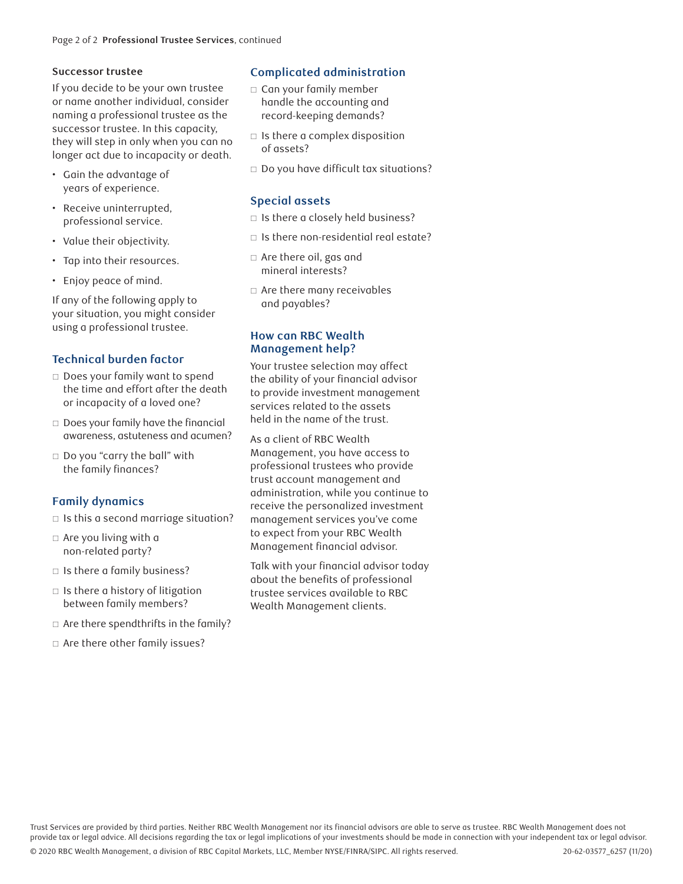### Successor trustee

If you decide to be your own trustee or name another individual, consider naming a professional trustee as the successor trustee. In this capacity, they will step in only when you can no longer act due to incapacity or death.

- Gain the advantage of years of experience.
- Receive uninterrupted, professional service.
- Value their objectivity.
- Tap into their resources.
- Enjoy peace of mind.

If any of the following apply to your situation, you might consider using a professional trustee.

## Technical burden factor

- ☐ Does your family want to spend the time and effort after the death or incapacity of a loved one?
- ☐ Does your family have the financial awareness, astuteness and acumen?
- ☐ Do you "carry the ball" with the family finances?

## Family dynamics

- ☐ Is this a second marriage situation?
- ☐ Are you living with a non-related party?
- ☐ Is there a family business?
- ☐ Is there a history of litigation between family members?
- ☐ Are there spendthrifts in the family?
- ☐ Are there other family issues?

## Complicated administration

- ☐ Can your family member handle the accounting and record-keeping demands?
- ☐ Is there a complex disposition of assets?
- ☐ Do you have difficult tax situations?

## Special assets

- ☐ Is there a closely held business?
- ☐ Is there non-residential real estate?
- ☐ Are there oil, gas and mineral interests?
- ☐ Are there many receivables and payables?

## How can RBC Wealth Management help?

Your trustee selection may affect the ability of your financial advisor to provide investment management services related to the assets held in the name of the trust.

As a client of RBC Wealth Management, you have access to professional trustees who provide trust account management and administration, while you continue to receive the personalized investment management services you've come to expect from your RBC Wealth Management financial advisor.

Talk with your financial advisor today about the benefits of professional trustee services available to RBC Wealth Management clients.

Trust Services are provided by third parties. Neither RBC Wealth Management nor its financial advisors are able to serve as trustee. RBC Wealth Management does not provide tax or legal advice. All decisions regarding the tax or legal implications of your investments should be made in connection with your independent tax or legal advisor.

© 2020 RBC Wealth Management, a division of RBC Capital Markets, LLC, Member NYSE/FINRA/SIPC. All rights reserved. 20-62-03577_6257 (11/20)